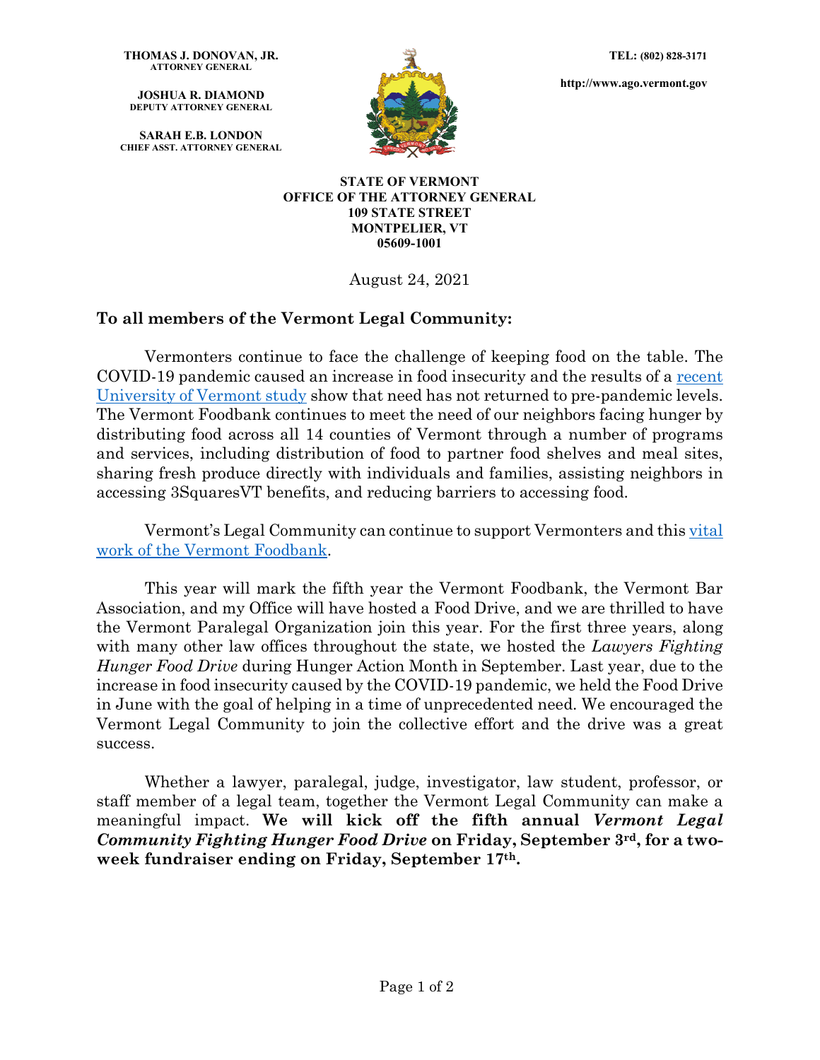**THOMAS J. DONOVAN, JR.**
ATTORNEY GENERAL

**JOSHUA R. DIAMOND**
DEPUTY ATTORNEY GENERAL

**SARAH E.B. LONDON**
CHIEF ASST. ATTORNEY GENERAL

**TEL: (802) 828-3171**

**http://www.ago.vermont.gov**

**STATE OF VERMONT**
**OFFICE OF THE ATTORNEY GENERAL**
**109 STATE STREET**
**MONTPELIER, VT**
**05609-1001**

August 24, 2021

**To all members of the Vermont Legal Community:**

Vermonters continue to face the challenge of keeping food on the table. The COVID-19 pandemic caused an increase in food insecurity and the results of a recent University of Vermont study show that need has not returned to pre-pandemic levels. The Vermont Foodbank continues to meet the need of our neighbors facing hunger by distributing food across all 14 counties of Vermont through a number of programs and services, including distribution of food to partner food shelves and meal sites, sharing fresh produce directly with individuals and families, assisting neighbors in accessing 3SquaresVT benefits, and reducing barriers to accessing food.

Vermont's Legal Community can continue to support Vermonters and this vital work of the Vermont Foodbank.

This year will mark the fifth year the Vermont Foodbank, the Vermont Bar Association, and my Office will have hosted a Food Drive, and we are thrilled to have the Vermont Paralegal Organization join this year. For the first three years, along with many other law offices throughout the state, we hosted the *Lawyers Fighting Hunger Food Drive* during Hunger Action Month in September. Last year, due to the increase in food insecurity caused by the COVID-19 pandemic, we held the Food Drive in June with the goal of helping in a time of unprecedented need. We encouraged the Vermont Legal Community to join the collective effort and the drive was a great success.

Whether a lawyer, paralegal, judge, investigator, law student, professor, or staff member of a legal team, together the Vermont Legal Community can make a meaningful impact. **We will kick off the fifth annual *Vermont Legal Community Fighting Hunger Food Drive* on Friday, September 3rd, for a two-week fundraiser ending on Friday, September 17th.**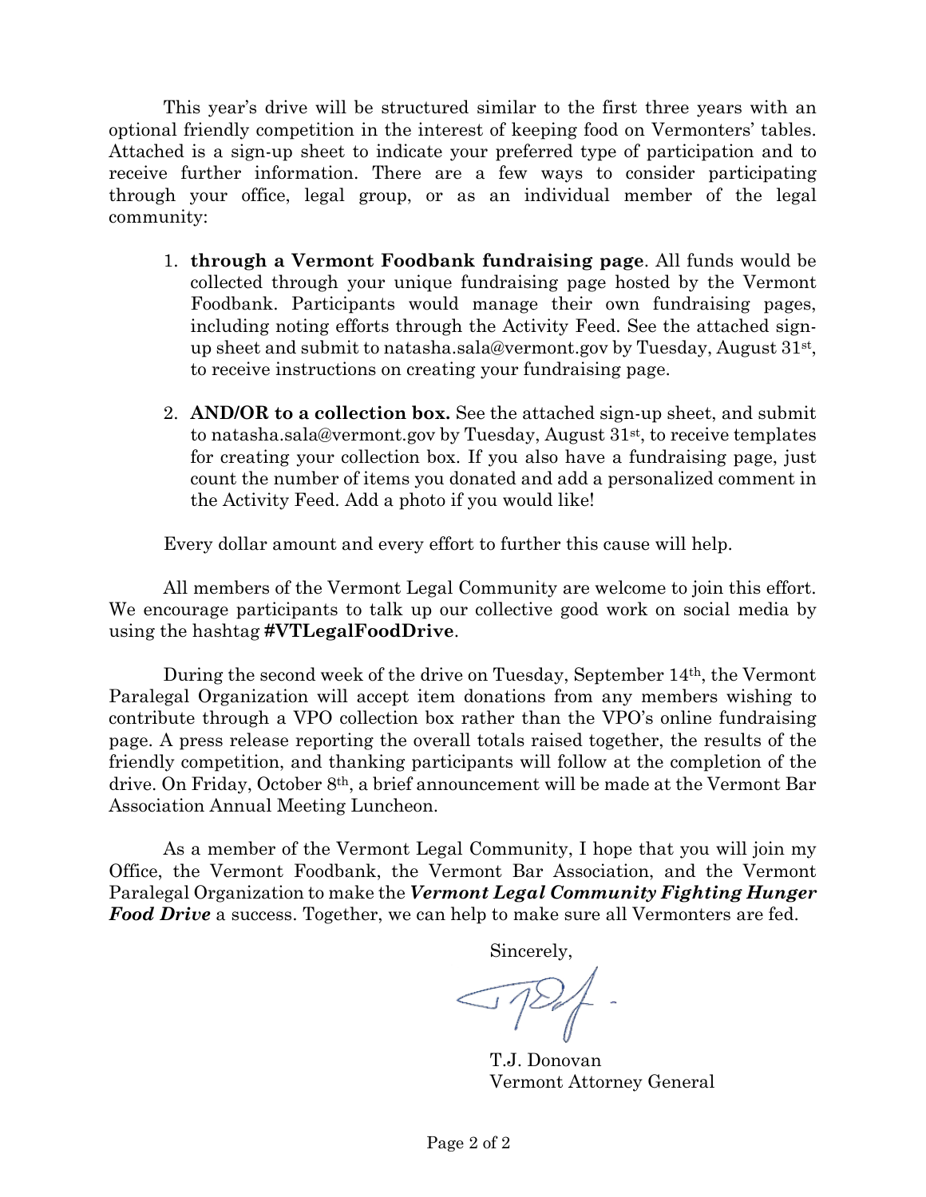This year's drive will be structured similar to the first three years with an optional friendly competition in the interest of keeping food on Vermonters' tables. Attached is a sign-up sheet to indicate your preferred type of participation and to receive further information. There are a few ways to consider participating through your office, legal group, or as an individual member of the legal community:

1. **through a Vermont Foodbank fundraising page**. All funds would be collected through your unique fundraising page hosted by the Vermont Foodbank. Participants would manage their own fundraising pages, including noting efforts through the Activity Feed. See the attached sign-up sheet and submit to natasha.sala@vermont.gov by Tuesday, August 31st, to receive instructions on creating your fundraising page.

2. **AND/OR to a collection box.** See the attached sign-up sheet, and submit to natasha.sala@vermont.gov by Tuesday, August 31st, to receive templates for creating your collection box. If you also have a fundraising page, just count the number of items you donated and add a personalized comment in the Activity Feed. Add a photo if you would like!

Every dollar amount and every effort to further this cause will help.

All members of the Vermont Legal Community are welcome to join this effort. We encourage participants to talk up our collective good work on social media by using the hashtag **#VTLegalFoodDrive**.

During the second week of the drive on Tuesday, September 14th, the Vermont Paralegal Organization will accept item donations from any members wishing to contribute through a VPO collection box rather than the VPO's online fundraising page. A press release reporting the overall totals raised together, the results of the friendly competition, and thanking participants will follow at the completion of the drive. On Friday, October 8th, a brief announcement will be made at the Vermont Bar Association Annual Meeting Luncheon.

As a member of the Vermont Legal Community, I hope that you will join my Office, the Vermont Foodbank, the Vermont Bar Association, and the Vermont Paralegal Organization to make the ***Vermont Legal Community Fighting Hunger Food Drive*** a success. Together, we can help to make sure all Vermonters are fed.

Sincerely,

T.J. Donovan
Vermont Attorney General